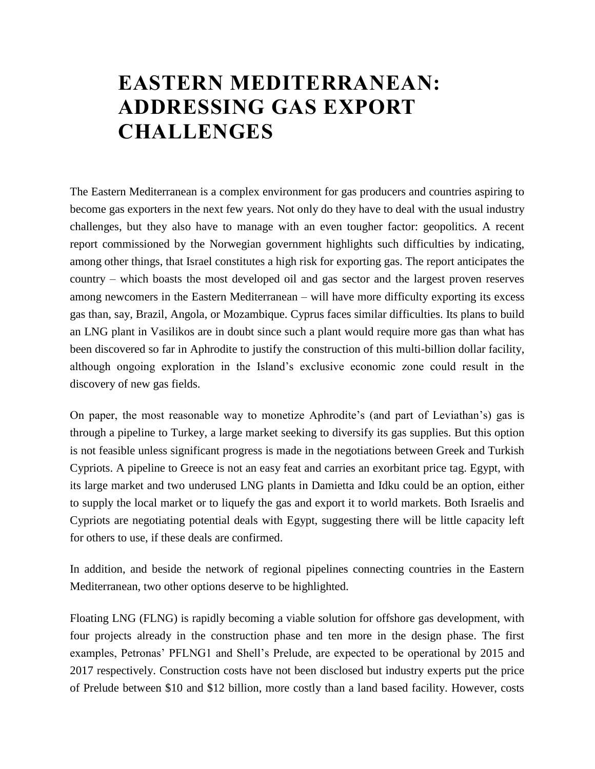# EASTERN MEDITERRANEAN: ADDRESSING GAS EXPORT CHALLENGES

The Eastern Mediterranean is a complex environment for gas producers and countries aspiring to become gas exporters in the next few years. Not only do they have to deal with the usual industry challenges, but they also have to manage with an even tougher factor: geopolitics. A recent report commissioned by the Norwegian government highlights such difficulties by indicating, among other things, that Israel constitutes a high risk for exporting gas. The report anticipates the country – which boasts the most developed oil and gas sector and the largest proven reserves among newcomers in the Eastern Mediterranean – will have more difficulty exporting its excess gas than, say, Brazil, Angola, or Mozambique. Cyprus faces similar difficulties. Its plans to build an LNG plant in Vasilikos are in doubt since such a plant would require more gas than what has been discovered so far in Aphrodite to justify the construction of this multi-billion dollar facility, although ongoing exploration in the Island's exclusive economic zone could result in the discovery of new gas fields.

On paper, the most reasonable way to monetize Aphrodite's (and part of Leviathan's) gas is through a pipeline to Turkey, a large market seeking to diversify its gas supplies. But this option is not feasible unless significant progress is made in the negotiations between Greek and Turkish Cypriots. A pipeline to Greece is not an easy feat and carries an exorbitant price tag. Egypt, with its large market and two underused LNG plants in Damietta and Idku could be an option, either to supply the local market or to liquefy the gas and export it to world markets. Both Israelis and Cypriots are negotiating potential deals with Egypt, suggesting there will be little capacity left for others to use, if these deals are confirmed.

In addition, and beside the network of regional pipelines connecting countries in the Eastern Mediterranean, two other options deserve to be highlighted.

Floating LNG (FLNG) is rapidly becoming a viable solution for offshore gas development, with four projects already in the construction phase and ten more in the design phase. The first examples, Petronas' PFLNG1 and Shell's Prelude, are expected to be operational by 2015 and 2017 respectively. Construction costs have not been disclosed but industry experts put the price of Prelude between $10 and $12 billion, more costly than a land based facility. However, costs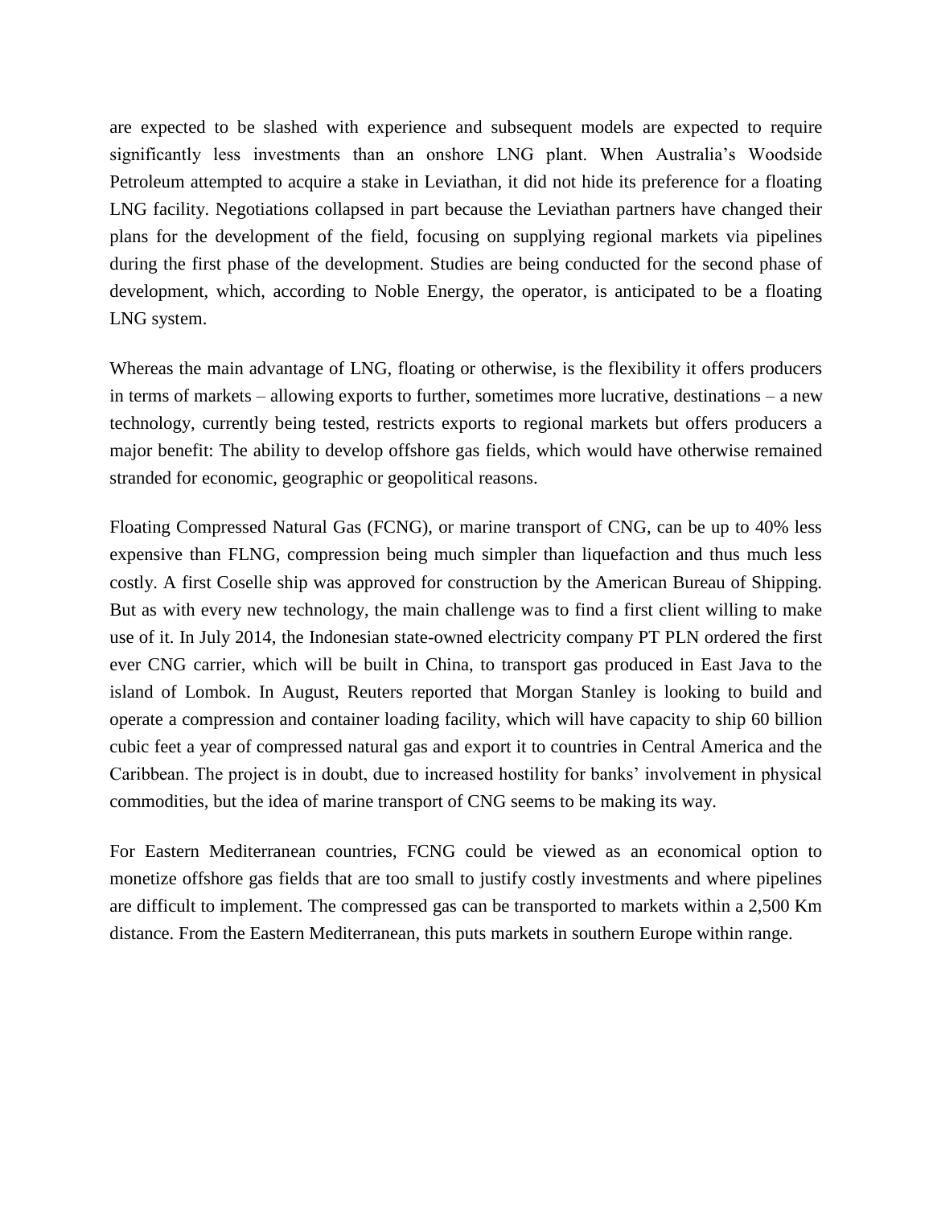are expected to be slashed with experience and subsequent models are expected to require significantly less investments than an onshore LNG plant. When Australia's Woodside Petroleum attempted to acquire a stake in Leviathan, it did not hide its preference for a floating LNG facility. Negotiations collapsed in part because the Leviathan partners have changed their plans for the development of the field, focusing on supplying regional markets via pipelines during the first phase of the development. Studies are being conducted for the second phase of development, which, according to Noble Energy, the operator, is anticipated to be a floating LNG system.

Whereas the main advantage of LNG, floating or otherwise, is the flexibility it offers producers in terms of markets – allowing exports to further, sometimes more lucrative, destinations – a new technology, currently being tested, restricts exports to regional markets but offers producers a major benefit: The ability to develop offshore gas fields, which would have otherwise remained stranded for economic, geographic or geopolitical reasons.

Floating Compressed Natural Gas (FCNG), or marine transport of CNG, can be up to 40% less expensive than FLNG, compression being much simpler than liquefaction and thus much less costly. A first Coselle ship was approved for construction by the American Bureau of Shipping. But as with every new technology, the main challenge was to find a first client willing to make use of it. In July 2014, the Indonesian state-owned electricity company PT PLN ordered the first ever CNG carrier, which will be built in China, to transport gas produced in East Java to the island of Lombok. In August, Reuters reported that Morgan Stanley is looking to build and operate a compression and container loading facility, which will have capacity to ship 60 billion cubic feet a year of compressed natural gas and export it to countries in Central America and the Caribbean. The project is in doubt, due to increased hostility for banks' involvement in physical commodities, but the idea of marine transport of CNG seems to be making its way.

For Eastern Mediterranean countries, FCNG could be viewed as an economical option to monetize offshore gas fields that are too small to justify costly investments and where pipelines are difficult to implement. The compressed gas can be transported to markets within a 2,500 Km distance. From the Eastern Mediterranean, this puts markets in southern Europe within range.